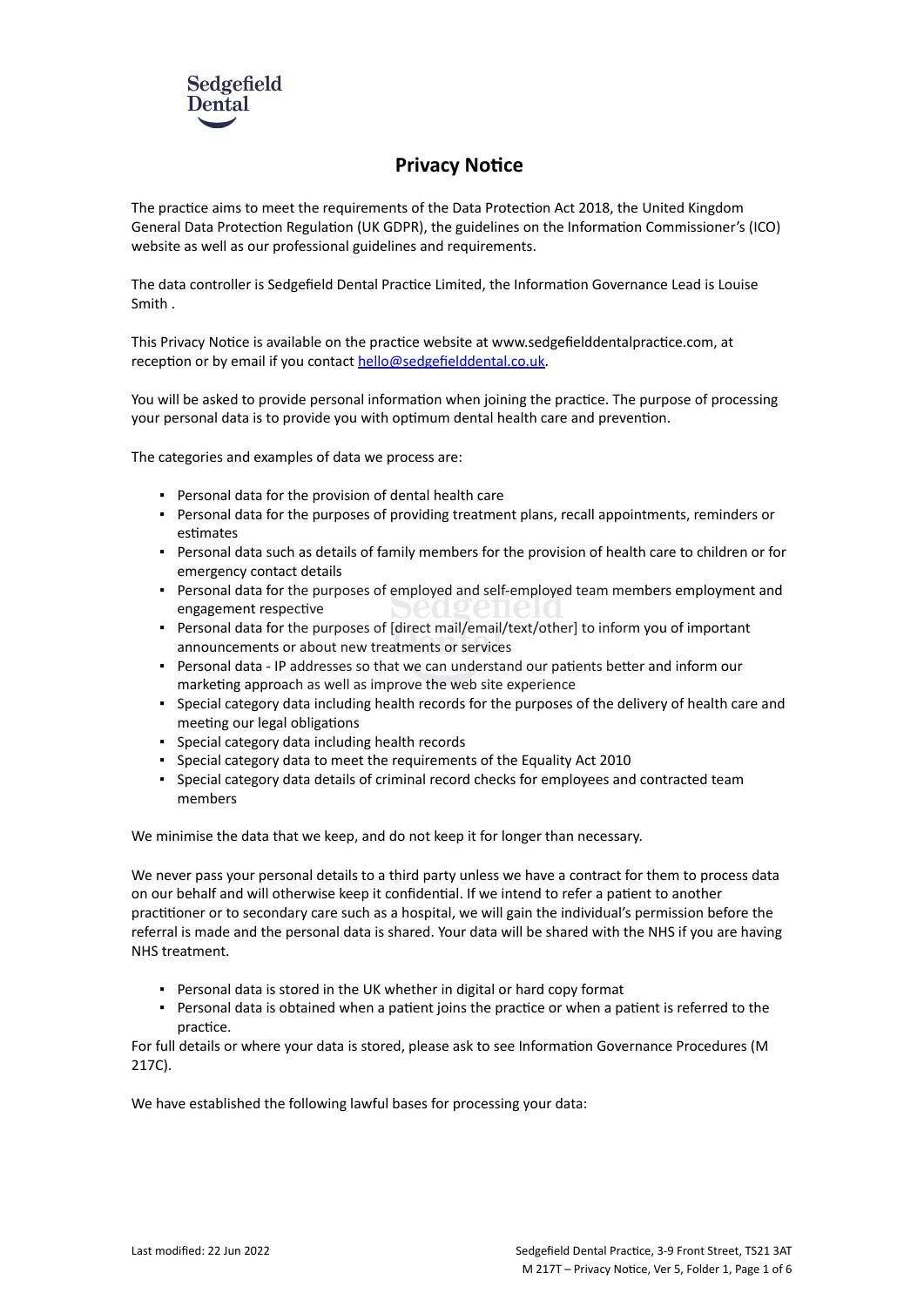Sedgefield Dental

# Privacy Notice

The practice aims to meet the requirements of the Data Protection Act 2018, the United Kingdom General Data Protection Regulation (UK GDPR), the guidelines on the Information Commissioner's (ICO) website as well as our professional guidelines and requirements.

The data controller is Sedgefield Dental Practice Limited, the Information Governance Lead is Louise Smith .

This Privacy Notice is available on the practice website at www.sedgefielddentalpractice.com, at reception or by email if you contact hello@sedgefielddental.co.uk.

You will be asked to provide personal information when joining the practice. The purpose of processing your personal data is to provide you with optimum dental health care and prevention.

The categories and examples of data we process are:

- Personal data for the provision of dental health care
- Personal data for the purposes of providing treatment plans, recall appointments, reminders or estimates
- Personal data such as details of family members for the provision of health care to children or for emergency contact details
- Personal data for the purposes of employed and self-employed team members employment and engagement respective
- Personal data for the purposes of [direct mail/email/text/other] to inform you of important announcements or about new treatments or services
- Personal data - IP addresses so that we can understand our patients better and inform our marketing approach as well as improve the web site experience
- Special category data including health records for the purposes of the delivery of health care and meeting our legal obligations
- Special category data including health records
- Special category data to meet the requirements of the Equality Act 2010
- Special category data details of criminal record checks for employees and contracted team members

We minimise the data that we keep, and do not keep it for longer than necessary.

We never pass your personal details to a third party unless we have a contract for them to process data on our behalf and will otherwise keep it confidential. If we intend to refer a patient to another practitioner or to secondary care such as a hospital, we will gain the individual's permission before the referral is made and the personal data is shared. Your data will be shared with the NHS if you are having NHS treatment.

- Personal data is stored in the UK whether in digital or hard copy format
- Personal data is obtained when a patient joins the practice or when a patient is referred to the practice.

For full details or where your data is stored, please ask to see Information Governance Procedures (M 217C).

We have established the following lawful bases for processing your data: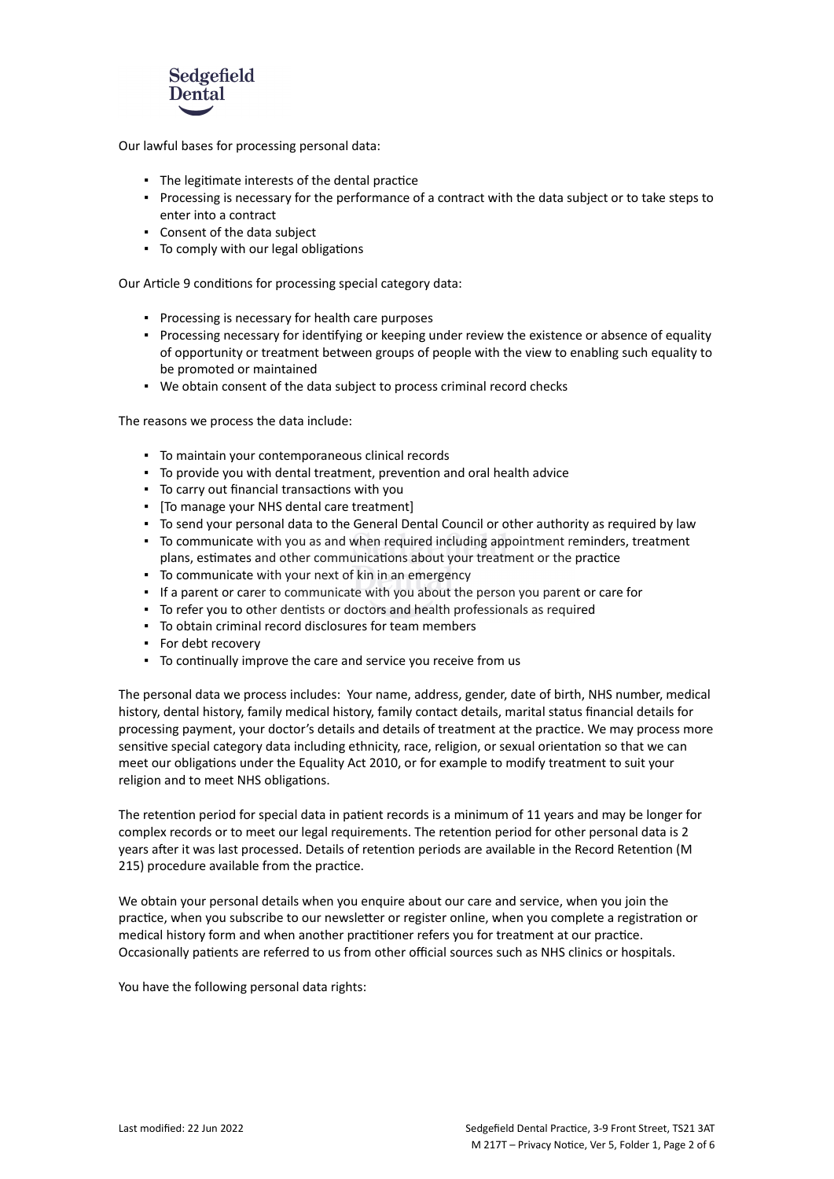Our lawful bases for processing personal data:

- The legitimate interests of the dental practice
- Processing is necessary for the performance of a contract with the data subject or to take steps to enter into a contract
- Consent of the data subject
- To comply with our legal obligations

Our Article 9 conditions for processing special category data:

- Processing is necessary for health care purposes
- Processing necessary for identifying or keeping under review the existence or absence of equality of opportunity or treatment between groups of people with the view to enabling such equality to be promoted or maintained
- We obtain consent of the data subject to process criminal record checks

The reasons we process the data include:

- To maintain your contemporaneous clinical records
- To provide you with dental treatment, prevention and oral health advice
- To carry out financial transactions with you
- [To manage your NHS dental care treatment]
- To send your personal data to the General Dental Council or other authority as required by law
- To communicate with you as and when required including appointment reminders, treatment plans, estimates and other communications about your treatment or the practice
- To communicate with your next of kin in an emergency
- If a parent or carer to communicate with you about the person you parent or care for
- To refer you to other dentists or doctors and health professionals as required
- To obtain criminal record disclosures for team members
- For debt recovery
- To continually improve the care and service you receive from us

The personal data we process includes: Your name, address, gender, date of birth, NHS number, medical history, dental history, family medical history, family contact details, marital status financial details for processing payment, your doctor's details and details of treatment at the practice. We may process more sensitive special category data including ethnicity, race, religion, or sexual orientation so that we can meet our obligations under the Equality Act 2010, or for example to modify treatment to suit your religion and to meet NHS obligations.

The retention period for special data in patient records is a minimum of 11 years and may be longer for complex records or to meet our legal requirements. The retention period for other personal data is 2 years after it was last processed. Details of retention periods are available in the Record Retention (M 215) procedure available from the practice.

We obtain your personal details when you enquire about our care and service, when you join the practice, when you subscribe to our newsletter or register online, when you complete a registration or medical history form and when another practitioner refers you for treatment at our practice. Occasionally patients are referred to us from other official sources such as NHS clinics or hospitals.

You have the following personal data rights: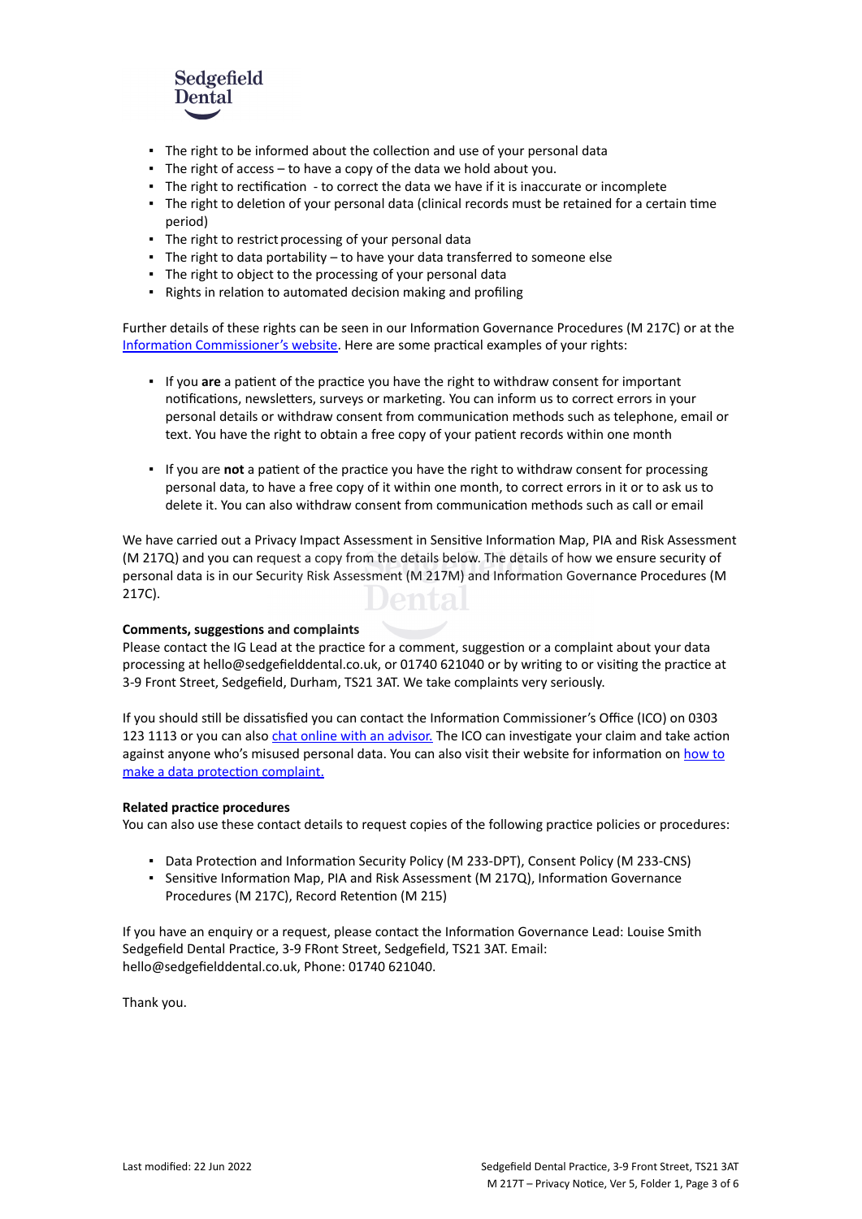- The right to be informed about the collection and use of your personal data
- The right of access – to have a copy of the data we hold about you.
- The right to rectification - to correct the data we have if it is inaccurate or incomplete
- The right to deletion of your personal data (clinical records must be retained for a certain time period)
- The right to restrict processing of your personal data
- The right to data portability – to have your data transferred to someone else
- The right to object to the processing of your personal data
- Rights in relation to automated decision making and profiling

Further details of these rights can be seen in our Information Governance Procedures (M 217C) or at the Information Commissioner's website. Here are some practical examples of your rights:

- If you **are** a patient of the practice you have the right to withdraw consent for important notifications, newsletters, surveys or marketing. You can inform us to correct errors in your personal details or withdraw consent from communication methods such as telephone, email or text. You have the right to obtain a free copy of your patient records within one month

- If you are **not** a patient of the practice you have the right to withdraw consent for processing personal data, to have a free copy of it within one month, to correct errors in it or to ask us to delete it. You can also withdraw consent from communication methods such as call or email

We have carried out a Privacy Impact Assessment in Sensitive Information Map, PIA and Risk Assessment (M 217Q) and you can request a copy from the details below. The details of how we ensure security of personal data is in our Security Risk Assessment (M 217M) and Information Governance Procedures (M 217C).

**Comments, suggestions and complaints**
Please contact the IG Lead at the practice for a comment, suggestion or a complaint about your data processing at hello@sedgefielddental.co.uk, or 01740 621040 or by writing to or visiting the practice at 3-9 Front Street, Sedgefield, Durham, TS21 3AT. We take complaints very seriously.

If you should still be dissatisfied you can contact the Information Commissioner's Office (ICO) on 0303 123 1113 or you can also chat online with an advisor. The ICO can investigate your claim and take action against anyone who's misused personal data. You can also visit their website for information on how to make a data protection complaint.

**Related practice procedures**
You can also use these contact details to request copies of the following practice policies or procedures:

- Data Protection and Information Security Policy (M 233-DPT), Consent Policy (M 233-CNS)
- Sensitive Information Map, PIA and Risk Assessment (M 217Q), Information Governance Procedures (M 217C), Record Retention (M 215)

If you have an enquiry or a request, please contact the Information Governance Lead: Louise Smith Sedgefield Dental Practice, 3-9 FRont Street, Sedgefield, TS21 3AT. Email: hello@sedgefielddental.co.uk, Phone: 01740 621040.

Thank you.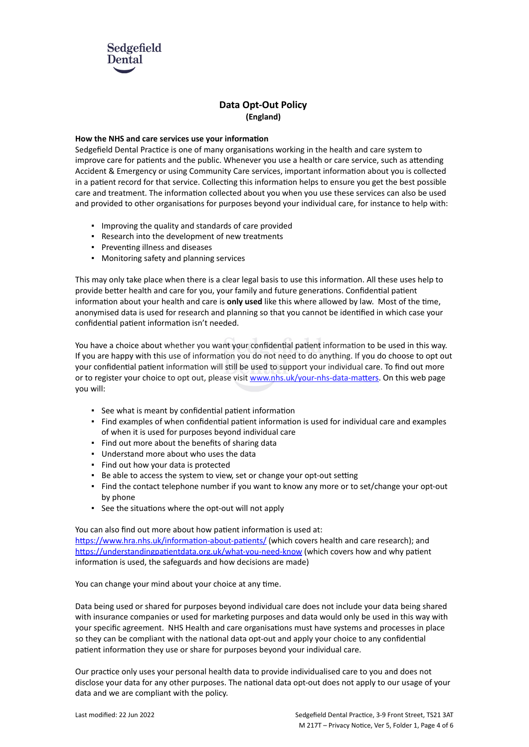Sedgefield Dental

# Data Opt-Out Policy
**(England)**

**How the NHS and care services use your information**

Sedgefield Dental Practice is one of many organisations working in the health and care system to improve care for patients and the public. Whenever you use a health or care service, such as attending Accident & Emergency or using Community Care services, important information about you is collected in a patient record for that service. Collecting this information helps to ensure you get the best possible care and treatment. The information collected about you when you use these services can also be used and provided to other organisations for purposes beyond your individual care, for instance to help with:

- Improving the quality and standards of care provided
- Research into the development of new treatments
- Preventing illness and diseases
- Monitoring safety and planning services

This may only take place when there is a clear legal basis to use this information. All these uses help to provide better health and care for you, your family and future generations. Confidential patient information about your health and care is **only used** like this where allowed by law. Most of the time, anonymised data is used for research and planning so that you cannot be identified in which case your confidential patient information isn't needed.

You have a choice about whether you want your confidential patient information to be used in this way. If you are happy with this use of information you do not need to do anything. If you do choose to opt out your confidential patient information will still be used to support your individual care. To find out more or to register your choice to opt out, please visit [www.nhs.uk/your-nhs-data-matters](www.nhs.uk/your-nhs-data-matters). On this web page you will:

- See what is meant by confidential patient information
- Find examples of when confidential patient information is used for individual care and examples of when it is used for purposes beyond individual care
- Find out more about the benefits of sharing data
- Understand more about who uses the data
- Find out how your data is protected
- Be able to access the system to view, set or change your opt-out setting
- Find the contact telephone number if you want to know any more or to set/change your opt-out by phone
- See the situations where the opt-out will not apply

You can also find out more about how patient information is used at:
[https://www.hra.nhs.uk/information-about-patients/](https://www.hra.nhs.uk/information-about-patients/) (which covers health and care research); and [https://understandingpatientdata.org.uk/what-you-need-know](https://understandingpatientdata.org.uk/what-you-need-know) (which covers how and why patient information is used, the safeguards and how decisions are made)

You can change your mind about your choice at any time.

Data being used or shared for purposes beyond individual care does not include your data being shared with insurance companies or used for marketing purposes and data would only be used in this way with your specific agreement. NHS Health and care organisations must have systems and processes in place so they can be compliant with the national data opt-out and apply your choice to any confidential patient information they use or share for purposes beyond your individual care.

Our practice only uses your personal health data to provide individualised care to you and does not disclose your data for any other purposes. The national data opt-out does not apply to our usage of your data and we are compliant with the policy.

Last modified: 22 Jun 2022

Sedgefield Dental Practice, 3-9 Front Street, TS21 3AT
M 217T – Privacy Notice, Ver 5, Folder 1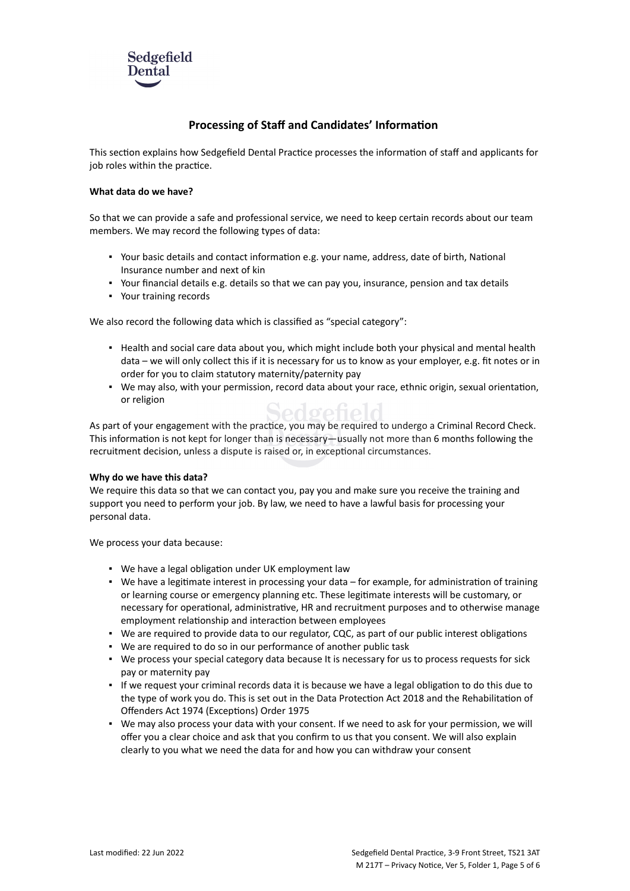## Processing of Staff and Candidates' Information

This section explains how Sedgefield Dental Practice processes the information of staff and applicants for job roles within the practice.

**What data do we have?**

So that we can provide a safe and professional service, we need to keep certain records about our team members. We may record the following types of data:

- Your basic details and contact information e.g. your name, address, date of birth, National Insurance number and next of kin
- Your financial details e.g. details so that we can pay you, insurance, pension and tax details
- Your training records

We also record the following data which is classified as "special category":

- Health and social care data about you, which might include both your physical and mental health data – we will only collect this if it is necessary for us to know as your employer, e.g. fit notes or in order for you to claim statutory maternity/paternity pay
- We may also, with your permission, record data about your race, ethnic origin, sexual orientation, or religion

As part of your engagement with the practice, you may be required to undergo a Criminal Record Check. This information is not kept for longer than is necessary—usually not more than 6 months following the recruitment decision, unless a dispute is raised or, in exceptional circumstances.

**Why do we have this data?**
We require this data so that we can contact you, pay you and make sure you receive the training and support you need to perform your job. By law, we need to have a lawful basis for processing your personal data.

We process your data because:

- We have a legal obligation under UK employment law
- We have a legitimate interest in processing your data – for example, for administration of training or learning course or emergency planning etc. These legitimate interests will be customary, or necessary for operational, administrative, HR and recruitment purposes and to otherwise manage employment relationship and interaction between employees
- We are required to provide data to our regulator, CQC, as part of our public interest obligations
- We are required to do so in our performance of another public task
- We process your special category data because It is necessary for us to process requests for sick pay or maternity pay
- If we request your criminal records data it is because we have a legal obligation to do this due to the type of work you do. This is set out in the Data Protection Act 2018 and the Rehabilitation of Offenders Act 1974 (Exceptions) Order 1975
- We may also process your data with your consent. If we need to ask for your permission, we will offer you a clear choice and ask that you confirm to us that you consent. We will also explain clearly to you what we need the data for and how you can withdraw your consent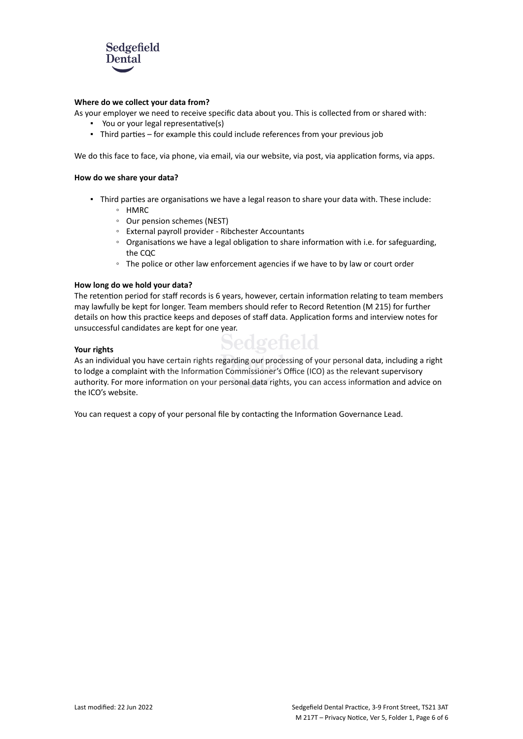**Where do we collect your data from?**

As your employer we need to receive specific data about you. This is collected from or shared with:

- You or your legal representative(s)
- Third parties – for example this could include references from your previous job

We do this face to face, via phone, via email, via our website, via post, via application forms, via apps.

**How do we share your data?**

- Third parties are organisations we have a legal reason to share your data with. These include:
  - HMRC
  - Our pension schemes (NEST)
  - External payroll provider - Ribchester Accountants
  - Organisations we have a legal obligation to share information with i.e. for safeguarding, the CQC
  - The police or other law enforcement agencies if we have to by law or court order

**How long do we hold your data?**

The retention period for staff records is 6 years, however, certain information relating to team members may lawfully be kept for longer. Team members should refer to Record Retention (M 215) for further details on how this practice keeps and deposes of staff data. Application forms and interview notes for unsuccessful candidates are kept for one year.

**Your rights**

As an individual you have certain rights regarding our processing of your personal data, including a right to lodge a complaint with the Information Commissioner's Office (ICO) as the relevant supervisory authority. For more information on your personal data rights, you can access information and advice on the ICO's website.

You can request a copy of your personal file by contacting the Information Governance Lead.